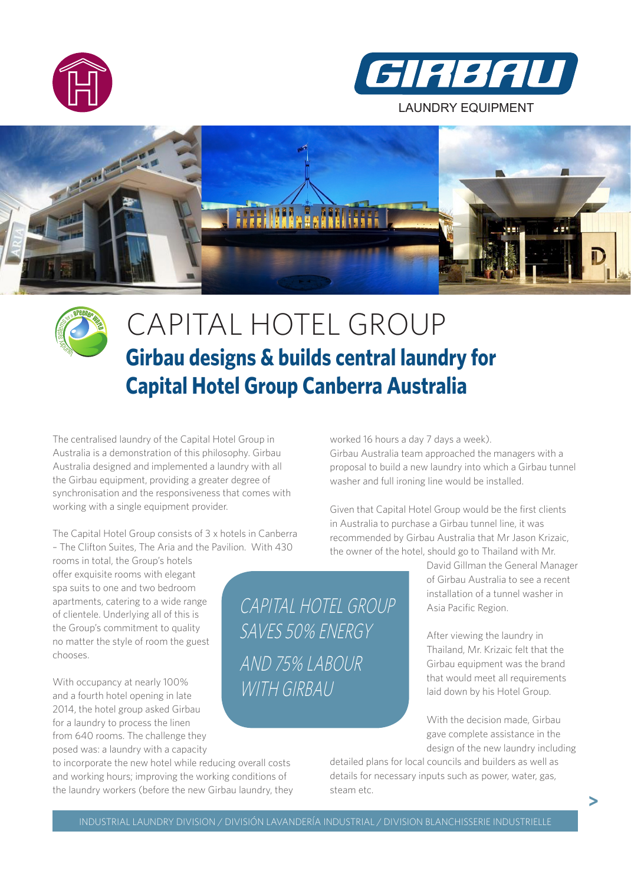GIRBAU

LAUNDRY EQUIPMENT

# CAPITAL HOTEL GROUP

## Girbau designs & builds central laundry for Capital Hotel Group Canberra Australia

The centralised laundry of the Capital Hotel Group in Australia is a demonstration of this philosophy. Girbau Australia designed and implemented a laundry with all the Girbau equipment, providing a greater degree of synchronisation and the responsiveness that comes with working with a single equipment provider.

The Capital Hotel Group consists of 3 x hotels in Canberra – The Clifton Suites, The Aria and the Pavilion. With 430 rooms in total, the Group's hotels offer exquisite rooms with elegant spa suits to one and two bedroom apartments, catering to a wide range of clientele. Underlying all of this is the Group's commitment to quality no matter the style of room the guest chooses.

With occupancy at nearly 100% and a fourth hotel opening in late 2014, the hotel group asked Girbau for a laundry to process the linen from 640 rooms. The challenge they posed was: a laundry with a capacity to incorporate the new hotel while reducing overall costs and working hours; improving the working conditions of the laundry workers (before the new Girbau laundry, they worked 16 hours a day 7 days a week).

Girbau Australia team approached the managers with a proposal to build a new laundry into which a Girbau tunnel washer and full ironing line would be installed.

*CAPITAL HOTEL GROUP SAVES 50% ENERGY AND 75% LABOUR WITH GIRBAU*

Given that Capital Hotel Group would be the first clients in Australia to purchase a Girbau tunnel line, it was recommended by Girbau Australia that Mr Jason Krizaic, the owner of the hotel, should go to Thailand with Mr. David Gillman the General Manager of Girbau Australia to see a recent installation of a tunnel washer in Asia Pacific Region.

After viewing the laundry in Thailand, Mr. Krizaic felt that the Girbau equipment was the brand that would meet all requirements laid down by his Hotel Group.

With the decision made, Girbau gave complete assistance in the design of the new laundry including detailed plans for local councils and builders as well as details for necessary inputs such as power, water, gas, steam etc.

INDUSTRIAL LAUNDRY DIVISION / DIVISIÓN LAVANDERÍA INDUSTRIAL / DIVISION BLANCHISSERIE INDUSTRIELLE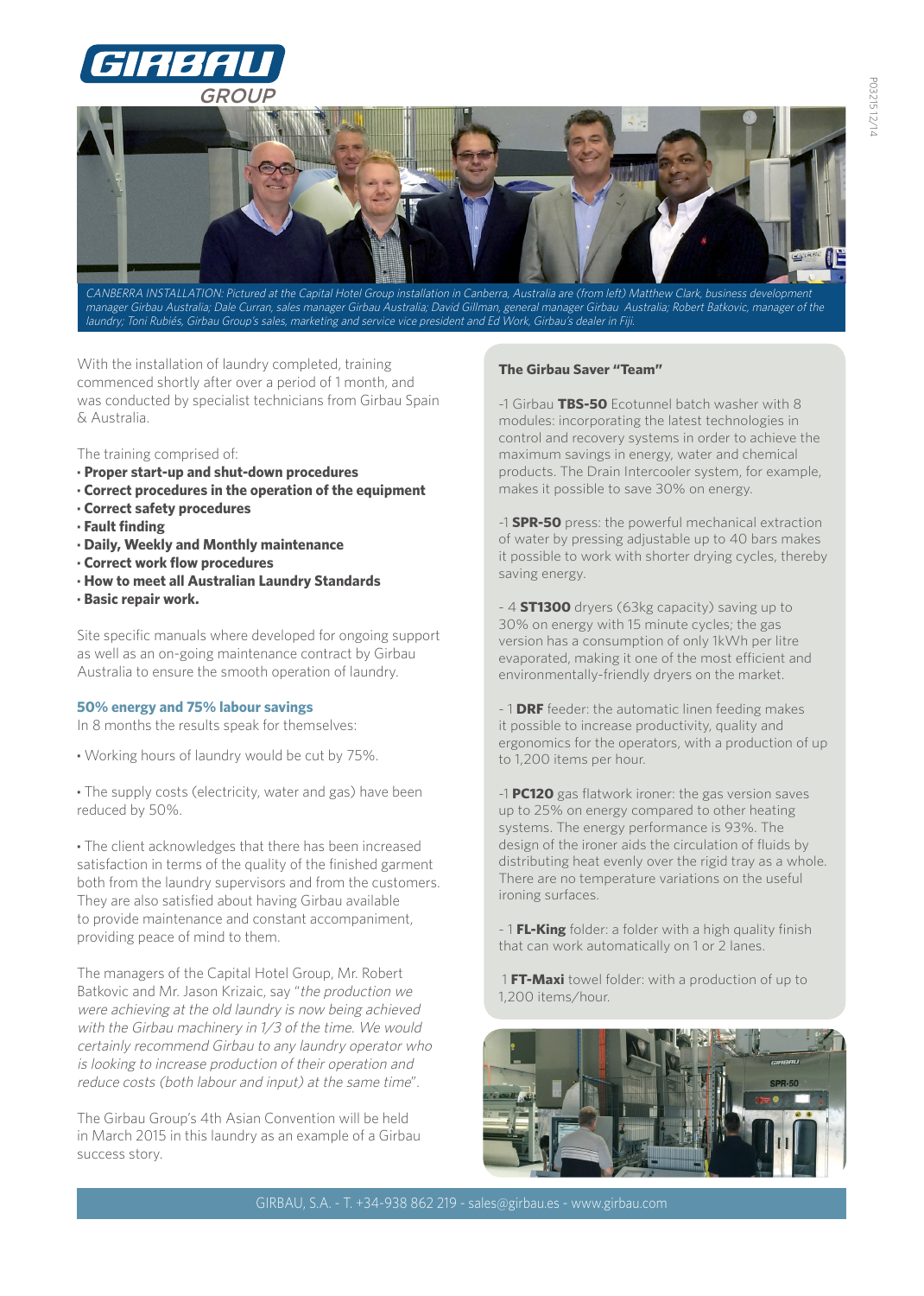CANBERRA INSTALLATION: Pictured at the Capital Hotel Group installation in Canberra, Australia are (from left) Matthew Clark, business development manager Girbau Australia; Dale Curran, sales manager Girbau Australia; David Gillman, general manager Girbau Australia; Robert Batkovic, manager of the laundry; Toni Rubiés, Girbau Group's sales, marketing and service vice president and Ed Work, Girbau's dealer in Fiji.

With the installation of laundry completed, training commenced shortly after over a period of 1 month, and was conducted by specialist technicians from Girbau Spain & Australia.

The training comprised of:

- **Proper start-up and shut-down procedures**
- **Correct procedures in the operation of the equipment**
- **Correct safety procedures**
- **Fault finding**
- **Daily, Weekly and Monthly maintenance**
- **Correct work flow procedures**
- **How to meet all Australian Laundry Standards**
- **Basic repair work.**

Site specific manuals where developed for ongoing support as well as an on-going maintenance contract by Girbau Australia to ensure the smooth operation of laundry.

### 50% energy and 75% labour savings

In 8 months the results speak for themselves:

- Working hours of laundry would be cut by 75%.

- The supply costs (electricity, water and gas) have been reduced by 50%.

- The client acknowledges that there has been increased satisfaction in terms of the quality of the finished garment both from the laundry supervisors and from the customers. They are also satisfied about having Girbau available to provide maintenance and constant accompaniment, providing peace of mind to them.

The managers of the Capital Hotel Group, Mr. Robert Batkovic and Mr. Jason Krizaic, say "*the production we were achieving at the old laundry is now being achieved with the Girbau machinery in 1/3 of the time. We would certainly recommend Girbau to any laundry operator who is looking to increase production of their operation and reduce costs (both labour and input) at the same time*".

The Girbau Group's 4th Asian Convention will be held in March 2015 in this laundry as an example of a Girbau success story.

### The Girbau Saver "Team"

-1 Girbau **TBS-50** Ecotunnel batch washer with 8 modules: incorporating the latest technologies in control and recovery systems in order to achieve the maximum savings in energy, water and chemical products. The Drain Intercooler system, for example, makes it possible to save 30% on energy.

-1 **SPR-50** press: the powerful mechanical extraction of water by pressing adjustable up to 40 bars makes it possible to work with shorter drying cycles, thereby saving energy.

- 4 **ST1300** dryers (63kg capacity) saving up to 30% on energy with 15 minute cycles; the gas version has a consumption of only 1kWh per litre evaporated, making it one of the most efficient and environmentally-friendly dryers on the market.

- 1 **DRF** feeder: the automatic linen feeding makes it possible to increase productivity, quality and ergonomics for the operators, with a production of up to 1,200 items per hour.

-1 **PC120** gas flatwork ironer: the gas version saves up to 25% on energy compared to other heating systems. The energy performance is 93%. The design of the ironer aids the circulation of fluids by distributing heat evenly over the rigid tray as a whole. There are no temperature variations on the useful ironing surfaces.

- 1 **FL-King** folder: a folder with a high quality finish that can work automatically on 1 or 2 lanes.

1 **FT-Maxi** towel folder: with a production of up to 1,200 items/hour.

GIRBAU, S.A. - T. +34-938 862 219 - sales@girbau.es - www.girbau.com